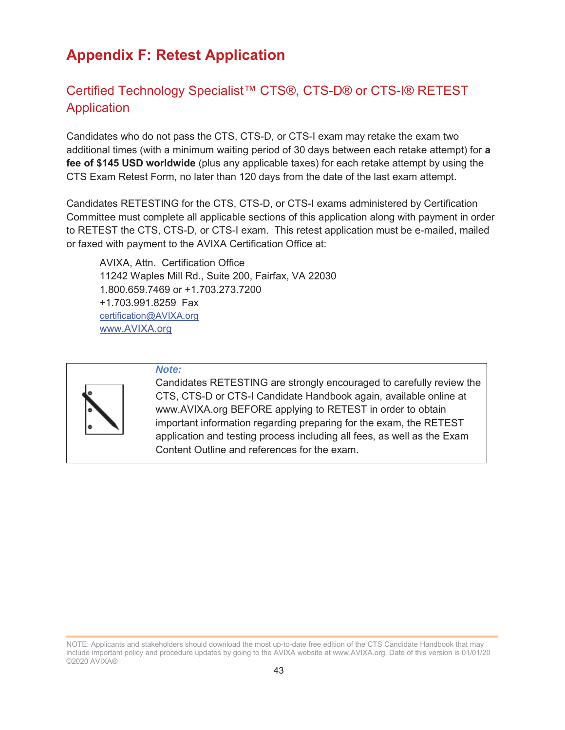# Appendix F: Retest Application

## Certified Technology Specialist™ CTS®, CTS-D® or CTS-I® RETEST Application

Candidates who do not pass the CTS, CTS-D, or CTS-I exam may retake the exam two additional times (with a minimum waiting period of 30 days between each retake attempt) for **a fee of $145 USD worldwide** (plus any applicable taxes) for each retake attempt by using the CTS Exam Retest Form, no later than 120 days from the date of the last exam attempt.

Candidates RETESTING for the CTS, CTS-D, or CTS-I exams administered by Certification Committee must complete all applicable sections of this application along with payment in order to RETEST the CTS, CTS-D, or CTS-I exam. This retest application must be e-mailed, mailed or faxed with payment to the AVIXA Certification Office at:

AVIXA, Attn. Certification Office
11242 Waples Mill Rd., Suite 200, Fairfax, VA 22030
1.800.659.7469 or +1.703.273.7200
+1.703.991.8259 Fax
certification@AVIXA.org
www.AVIXA.org

> ***Note:***
> Candidates RETESTING are strongly encouraged to carefully review the CTS, CTS-D or CTS-I Candidate Handbook again, available online at www.AVIXA.org BEFORE applying to RETEST in order to obtain important information regarding preparing for the exam, the RETEST application and testing process including all fees, as well as the Exam Content Outline and references for the exam.

NOTE: Applicants and stakeholders should download the most up-to-date free edition of the CTS Candidate Handbook that may include important policy and procedure updates by going to the AVIXA website at www.AVIXA.org. Date of this version is 01/01/20
©2020 AVIXA®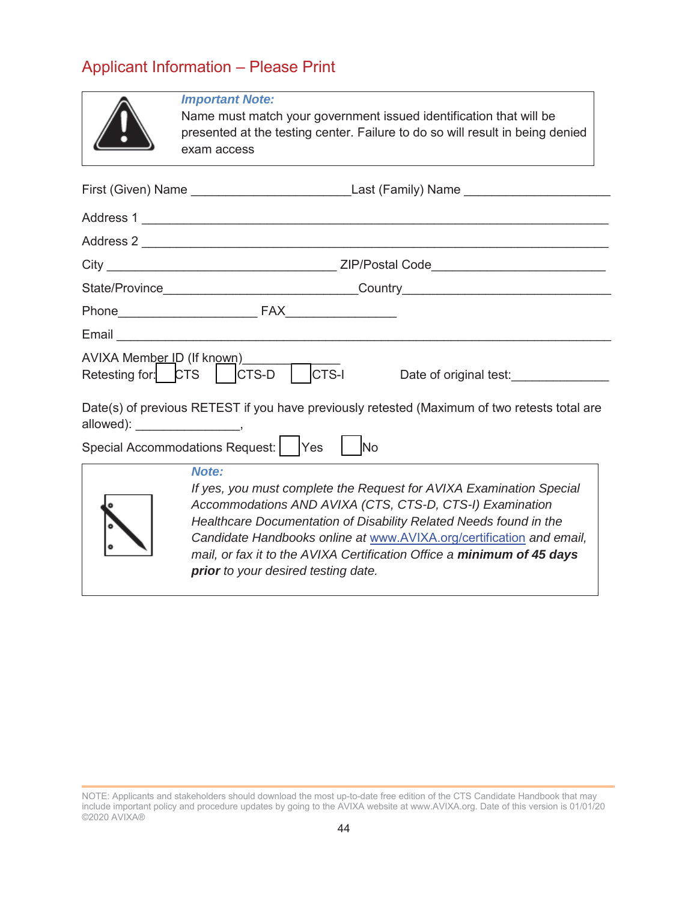## Applicant Information – Please Print

> ***Important Note:***
> Name must match your government issued identification that will be presented at the testing center. Failure to do so will result in being denied exam access

First (Given) Name ______________________ Last (Family) Name ____________________

Address 1 ________________________________________________________________

Address 2 ________________________________________________________________

City ________________________________ ZIP/Postal Code________________________

State/Province___________________________ Country____________________________

Phone___________________ FAX_______________

Email ____________________________________________________________________

AVIXA Member ID (If known)_____________

Retesting for: ☐ CTS ☐ CTS-D ☐ CTS-I Date of original test:_____________

Date(s) of previous RETEST if you have previously retested (Maximum of two retests total are allowed): _______________,

Special Accommodations Request: ☐ Yes ☐ No

> ***Note:***
> *If yes, you must complete the Request for AVIXA Examination Special Accommodations AND AVIXA (CTS, CTS-D, CTS-I) Examination Healthcare Documentation of Disability Related Needs found in the Candidate Handbooks online at www.AVIXA.org/certification and email, mail, or fax it to the AVIXA Certification Office a* ***minimum of 45 days prior*** *to your desired testing date.*

NOTE: Applicants and stakeholders should download the most up-to-date free edition of the CTS Candidate Handbook that may include important policy and procedure updates by going to the AVIXA website at www.AVIXA.org. Date of this version is 01/01/20 ©2020 AVIXA®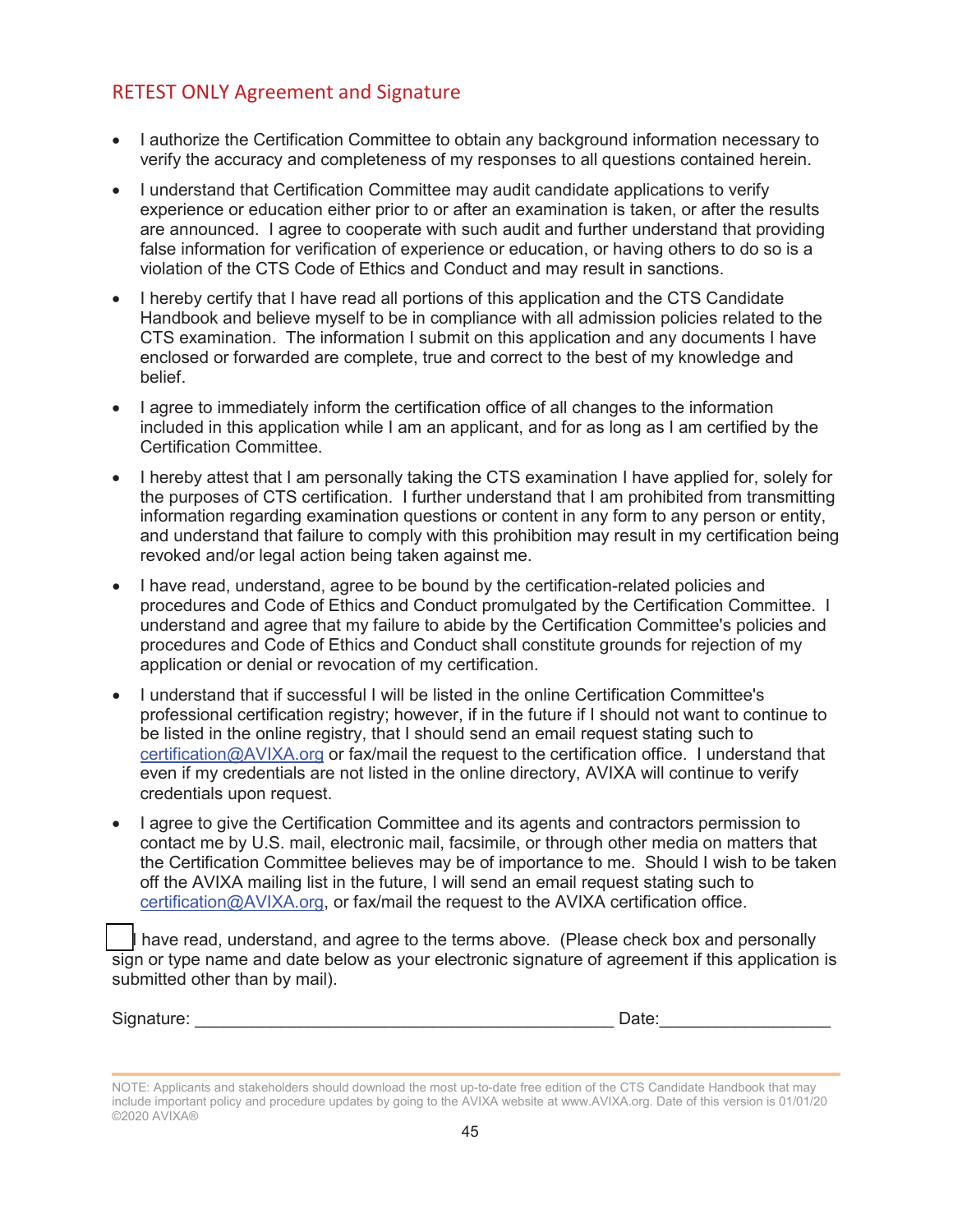## RETEST ONLY Agreement and Signature

- I authorize the Certification Committee to obtain any background information necessary to verify the accuracy and completeness of my responses to all questions contained herein.
- I understand that Certification Committee may audit candidate applications to verify experience or education either prior to or after an examination is taken, or after the results are announced. I agree to cooperate with such audit and further understand that providing false information for verification of experience or education, or having others to do so is a violation of the CTS Code of Ethics and Conduct and may result in sanctions.
- I hereby certify that I have read all portions of this application and the CTS Candidate Handbook and believe myself to be in compliance with all admission policies related to the CTS examination. The information I submit on this application and any documents I have enclosed or forwarded are complete, true and correct to the best of my knowledge and belief.
- I agree to immediately inform the certification office of all changes to the information included in this application while I am an applicant, and for as long as I am certified by the Certification Committee.
- I hereby attest that I am personally taking the CTS examination I have applied for, solely for the purposes of CTS certification. I further understand that I am prohibited from transmitting information regarding examination questions or content in any form to any person or entity, and understand that failure to comply with this prohibition may result in my certification being revoked and/or legal action being taken against me.
- I have read, understand, agree to be bound by the certification-related policies and procedures and Code of Ethics and Conduct promulgated by the Certification Committee. I understand and agree that my failure to abide by the Certification Committee's policies and procedures and Code of Ethics and Conduct shall constitute grounds for rejection of my application or denial or revocation of my certification.
- I understand that if successful I will be listed in the online Certification Committee's professional certification registry; however, if in the future if I should not want to continue to be listed in the online registry, that I should send an email request stating such to certification@AVIXA.org or fax/mail the request to the certification office. I understand that even if my credentials are not listed in the online directory, AVIXA will continue to verify credentials upon request.
- I agree to give the Certification Committee and its agents and contractors permission to contact me by U.S. mail, electronic mail, facsimile, or through other media on matters that the Certification Committee believes may be of importance to me. Should I wish to be taken off the AVIXA mailing list in the future, I will send an email request stating such to certification@AVIXA.org, or fax/mail the request to the AVIXA certification office.

☐ I have read, understand, and agree to the terms above. (Please check box and personally sign or type name and date below as your electronic signature of agreement if this application is submitted other than by mail).

Signature: ____________________________________________ Date:_________________

NOTE: Applicants and stakeholders should download the most up-to-date free edition of the CTS Candidate Handbook that may include important policy and procedure updates by going to the AVIXA website at www.AVIXA.org. Date of this version is 01/01/20
©2020 AVIXA®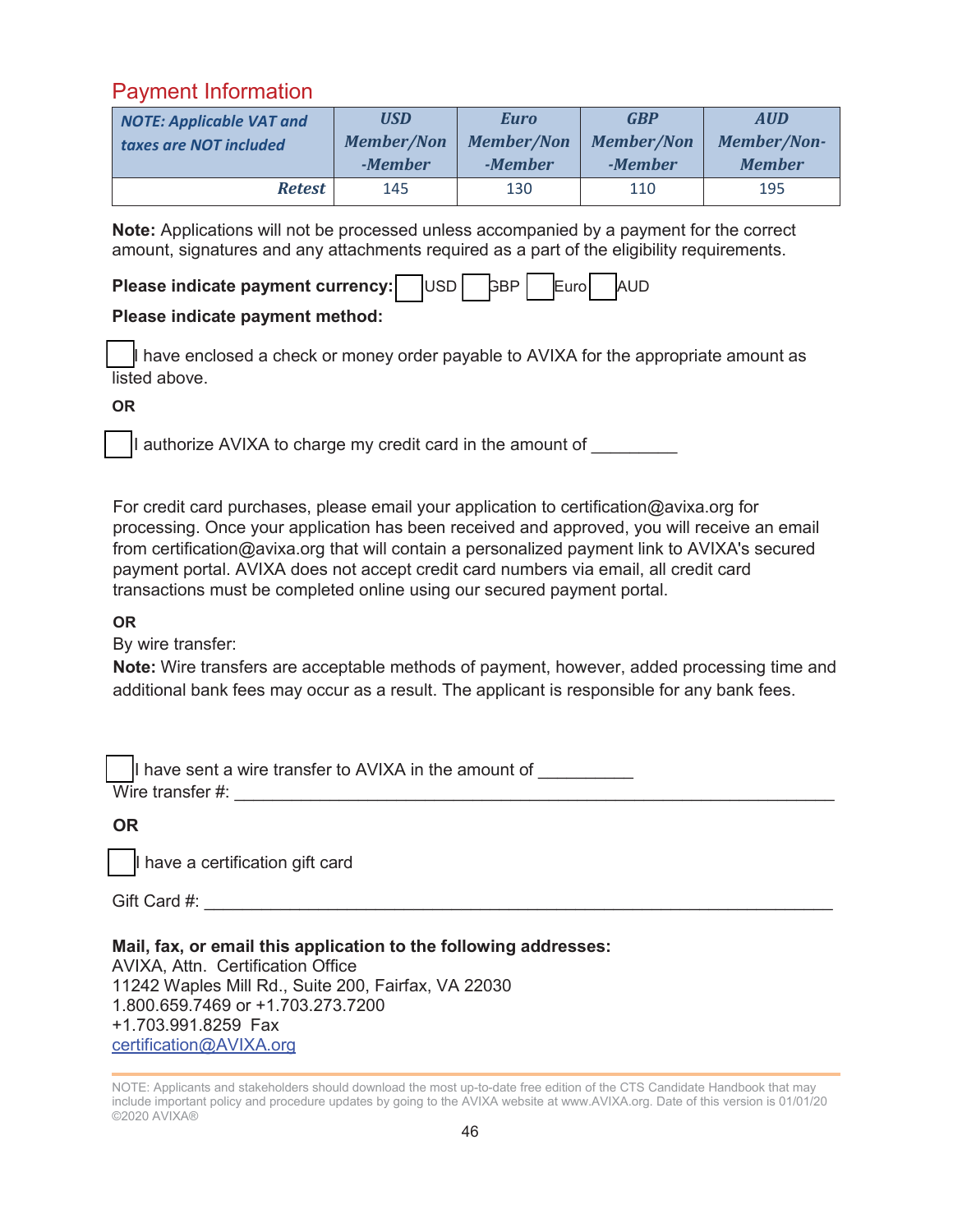## Payment Information

| *NOTE: Applicable VAT and taxes are NOT included* | *USD Member/Non-Member* | *Euro Member/Non-Member* | *GBP Member/Non-Member* | *AUD Member/Non-Member* |
|---|---|---|---|---|
| *Retest* | 145 | 130 | 110 | 195 |

**Note:** Applications will not be processed unless accompanied by a payment for the correct amount, signatures and any attachments required as a part of the eligibility requirements.

**Please indicate payment currency:** ☐ USD ☐ GBP ☐ Euro ☐ AUD

**Please indicate payment method:**

☐ I have enclosed a check or money order payable to AVIXA for the appropriate amount as listed above.

**OR**

☐ I authorize AVIXA to charge my credit card in the amount of _________

For credit card purchases, please email your application to certification@avixa.org for processing. Once your application has been received and approved, you will receive an email from certification@avixa.org that will contain a personalized payment link to AVIXA's secured payment portal. AVIXA does not accept credit card numbers via email, all credit card transactions must be completed online using our secured payment portal.

**OR**

By wire transfer:

**Note:** Wire transfers are acceptable methods of payment, however, added processing time and additional bank fees may occur as a result. The applicant is responsible for any bank fees.

☐ I have sent a wire transfer to AVIXA in the amount of __________

Wire transfer #: ____________________________________________________________

**OR**

☐ I have a certification gift card

Gift Card #: ____________________________________________________________

**Mail, fax, or email this application to the following addresses:**

AVIXA, Attn. Certification Office
11242 Waples Mill Rd., Suite 200, Fairfax, VA 22030
1.800.659.7469 or +1.703.273.7200
+1.703.991.8259 Fax
certification@AVIXA.org

NOTE: Applicants and stakeholders should download the most up-to-date free edition of the CTS Candidate Handbook that may include important policy and procedure updates by going to the AVIXA website at www.AVIXA.org. Date of this version is 01/01/20 ©2020 AVIXA®